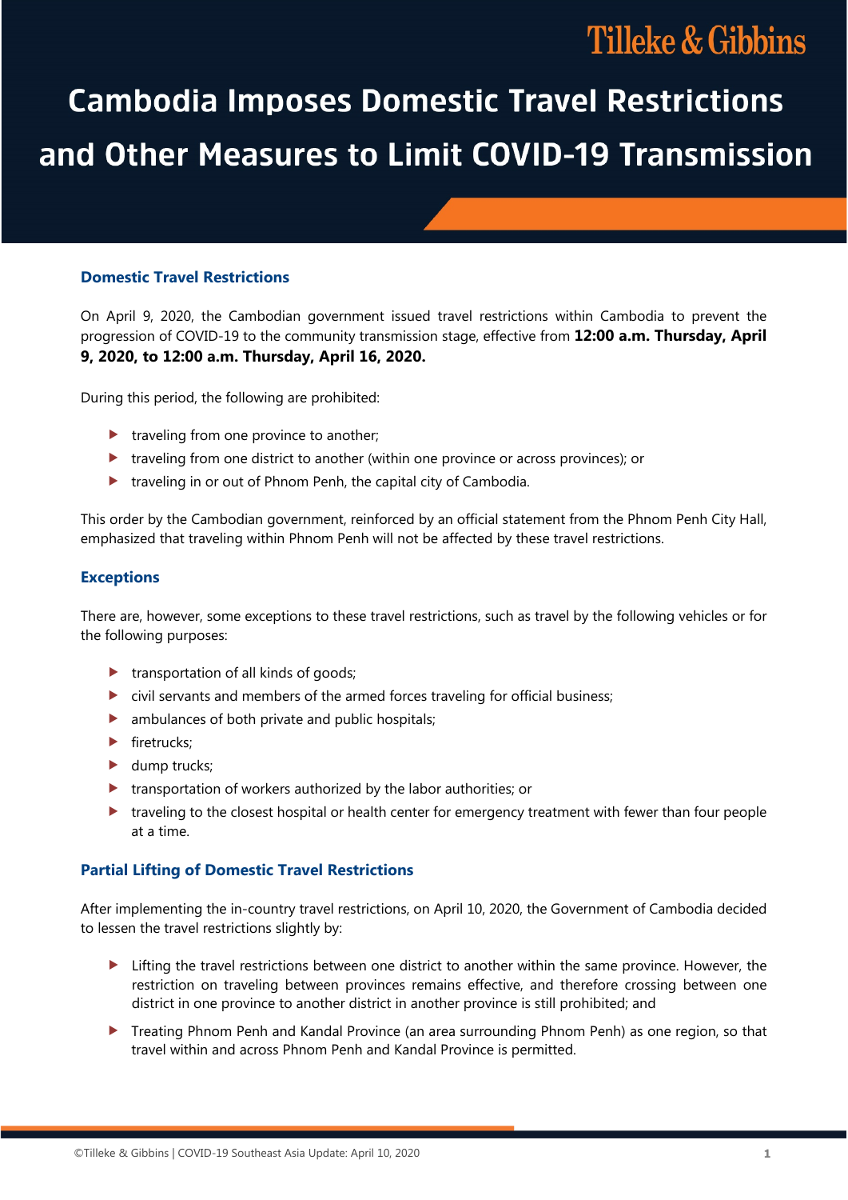# Cambodia Imposes Domestic Travel Restrictions and Other Measures to Limit COVID-19 Transmission

## Domestic Travel Restrictions

On April 9, 2020, the Cambodian government issued travel restrictions within Cambodia to prevent the progression of COVID-19 to the community transmission stage, effective from **12:00 a.m. Thursday, April 9, 2020, to 12:00 a.m. Thursday, April 16, 2020.**

During this period, the following are prohibited:

- traveling from one province to another;
- traveling from one district to another (within one province or across provinces); or
- traveling in or out of Phnom Penh, the capital city of Cambodia.

This order by the Cambodian government, reinforced by an official statement from the Phnom Penh City Hall, emphasized that traveling within Phnom Penh will not be affected by these travel restrictions.

## Exceptions

There are, however, some exceptions to these travel restrictions, such as travel by the following vehicles or for the following purposes:

- transportation of all kinds of goods;
- civil servants and members of the armed forces traveling for official business;
- ambulances of both private and public hospitals;
- firetrucks;
- dump trucks;
- transportation of workers authorized by the labor authorities; or
- traveling to the closest hospital or health center for emergency treatment with fewer than four people at a time.

## Partial Lifting of Domestic Travel Restrictions

After implementing the in-country travel restrictions, on April 10, 2020, the Government of Cambodia decided to lessen the travel restrictions slightly by:

- Lifting the travel restrictions between one district to another within the same province. However, the restriction on traveling between provinces remains effective, and therefore crossing between one district in one province to another district in another province is still prohibited; and
- Treating Phnom Penh and Kandal Province (an area surrounding Phnom Penh) as one region, so that travel within and across Phnom Penh and Kandal Province is permitted.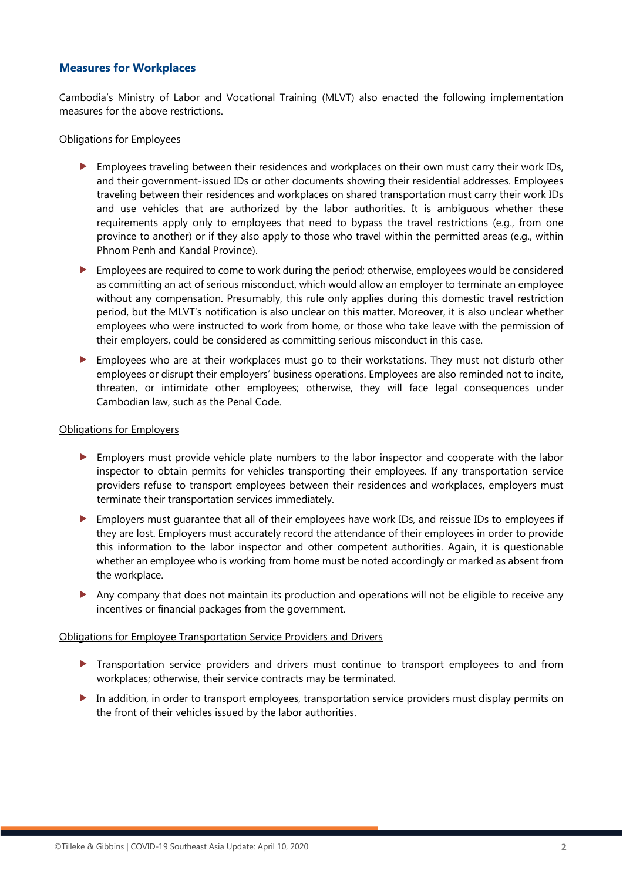## Measures for Workplaces

Cambodia's Ministry of Labor and Vocational Training (MLVT) also enacted the following implementation measures for the above restrictions.

Obligations for Employees

- Employees traveling between their residences and workplaces on their own must carry their work IDs, and their government-issued IDs or other documents showing their residential addresses. Employees traveling between their residences and workplaces on shared transportation must carry their work IDs and use vehicles that are authorized by the labor authorities. It is ambiguous whether these requirements apply only to employees that need to bypass the travel restrictions (e.g., from one province to another) or if they also apply to those who travel within the permitted areas (e.g., within Phnom Penh and Kandal Province).
- Employees are required to come to work during the period; otherwise, employees would be considered as committing an act of serious misconduct, which would allow an employer to terminate an employee without any compensation. Presumably, this rule only applies during this domestic travel restriction period, but the MLVT's notification is also unclear on this matter. Moreover, it is also unclear whether employees who were instructed to work from home, or those who take leave with the permission of their employers, could be considered as committing serious misconduct in this case.
- Employees who are at their workplaces must go to their workstations. They must not disturb other employees or disrupt their employers' business operations. Employees are also reminded not to incite, threaten, or intimidate other employees; otherwise, they will face legal consequences under Cambodian law, such as the Penal Code.

Obligations for Employers

- Employers must provide vehicle plate numbers to the labor inspector and cooperate with the labor inspector to obtain permits for vehicles transporting their employees. If any transportation service providers refuse to transport employees between their residences and workplaces, employers must terminate their transportation services immediately.
- Employers must guarantee that all of their employees have work IDs, and reissue IDs to employees if they are lost. Employers must accurately record the attendance of their employees in order to provide this information to the labor inspector and other competent authorities. Again, it is questionable whether an employee who is working from home must be noted accordingly or marked as absent from the workplace.
- Any company that does not maintain its production and operations will not be eligible to receive any incentives or financial packages from the government.

Obligations for Employee Transportation Service Providers and Drivers

- Transportation service providers and drivers must continue to transport employees to and from workplaces; otherwise, their service contracts may be terminated.
- In addition, in order to transport employees, transportation service providers must display permits on the front of their vehicles issued by the labor authorities.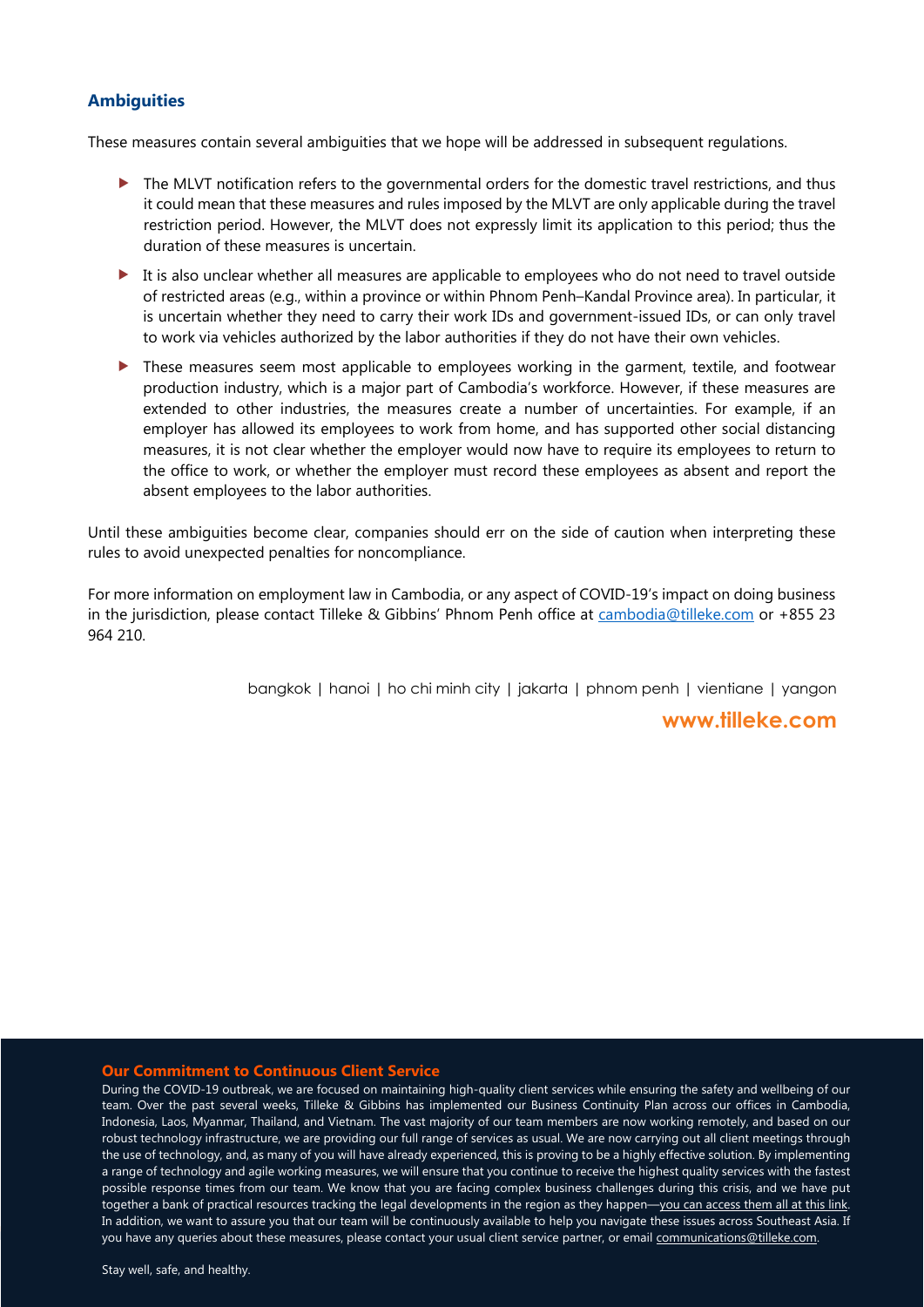## Ambiguities

These measures contain several ambiguities that we hope will be addressed in subsequent regulations.

- The MLVT notification refers to the governmental orders for the domestic travel restrictions, and thus it could mean that these measures and rules imposed by the MLVT are only applicable during the travel restriction period. However, the MLVT does not expressly limit its application to this period; thus the duration of these measures is uncertain.
- It is also unclear whether all measures are applicable to employees who do not need to travel outside of restricted areas (e.g., within a province or within Phnom Penh–Kandal Province area). In particular, it is uncertain whether they need to carry their work IDs and government-issued IDs, or can only travel to work via vehicles authorized by the labor authorities if they do not have their own vehicles.
- These measures seem most applicable to employees working in the garment, textile, and footwear production industry, which is a major part of Cambodia's workforce. However, if these measures are extended to other industries, the measures create a number of uncertainties. For example, if an employer has allowed its employees to work from home, and has supported other social distancing measures, it is not clear whether the employer would now have to require its employees to return to the office to work, or whether the employer must record these employees as absent and report the absent employees to the labor authorities.

Until these ambiguities become clear, companies should err on the side of caution when interpreting these rules to avoid unexpected penalties for noncompliance.

For more information on employment law in Cambodia, or any aspect of COVID-19's impact on doing business in the jurisdiction, please contact Tilleke & Gibbins' Phnom Penh office at cambodia@tilleke.com or +855 23 964 210.

bangkok | hanoi | ho chi minh city | jakarta | phnom penh | vientiane | yangon

**www.tilleke.com**

**Our Commitment to Continuous Client Service**

During the COVID-19 outbreak, we are focused on maintaining high-quality client services while ensuring the safety and wellbeing of our team. Over the past several weeks, Tilleke & Gibbins has implemented our Business Continuity Plan across our offices in Cambodia, Indonesia, Laos, Myanmar, Thailand, and Vietnam. The vast majority of our team members are now working remotely, and based on our robust technology infrastructure, we are providing our full range of services as usual. We are now carrying out all client meetings through the use of technology, and, as many of you will have already experienced, this is proving to be a highly effective solution. By implementing a range of technology and agile working measures, we will ensure that you continue to receive the highest quality services with the fastest possible response times from our team. We know that you are facing complex business challenges during this crisis, and we have put together a bank of practical resources tracking the legal developments in the region as they happen—you can access them all at this link. In addition, we want to assure you that our team will be continuously available to help you navigate these issues across Southeast Asia. If you have any queries about these measures, please contact your usual client service partner, or email communications@tilleke.com.

Stay well, safe, and healthy.